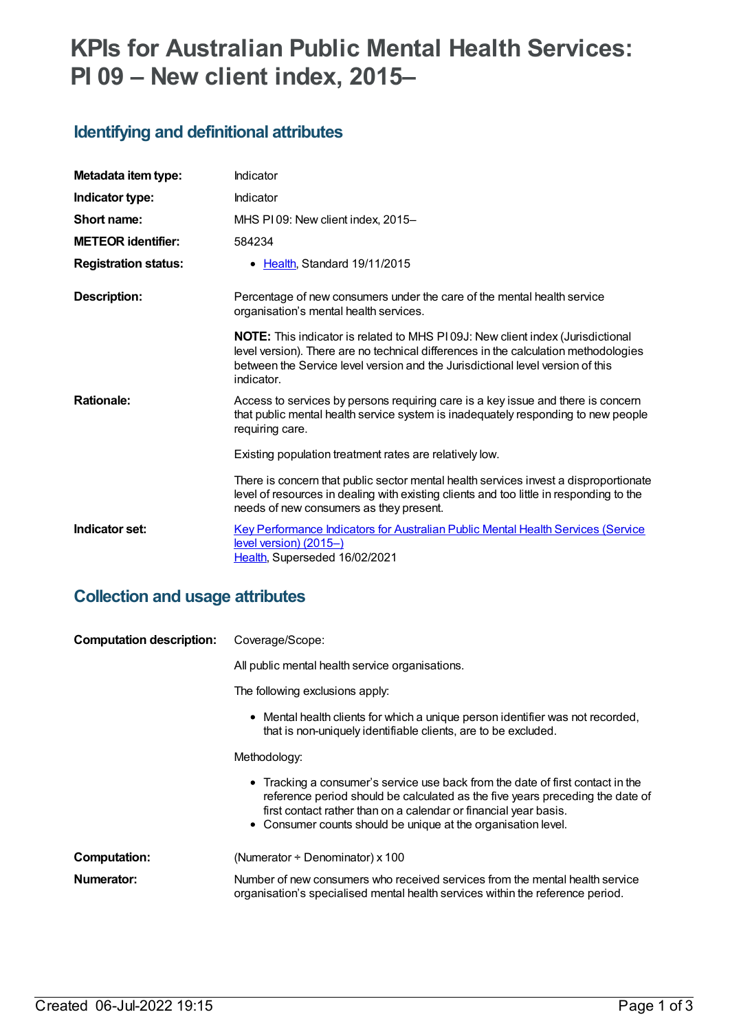# KPIs for Australian Public Mental Health Services: PI 09 – New client index, 2015–

## Identifying and definitional attributes

| | |
|---|---|
| **Metadata item type:** | Indicator |
| **Indicator type:** | Indicator |
| **Short name:** | MHS PI 09: New client index, 2015– |
| **METEOR identifier:** | 584234 |
| **Registration status:** | • Health, Standard 19/11/2015 |
| **Description:** | Percentage of new consumers under the care of the mental health service organisation's mental health services.<br><br>**NOTE:** This indicator is related to MHS PI 09J: New client index (Jurisdictional level version). There are no technical differences in the calculation methodologies between the Service level version and the Jurisdictional level version of this indicator. |
| **Rationale:** | Access to services by persons requiring care is a key issue and there is concern that public mental health service system is inadequately responding to new people requiring care.<br><br>Existing population treatment rates are relatively low.<br><br>There is concern that public sector mental health services invest a disproportionate level of resources in dealing with existing clients and too little in responding to the needs of new consumers as they present. |
| **Indicator set:** | Key Performance Indicators for Australian Public Mental Health Services (Service level version) (2015–)<br>Health, Superseded 16/02/2021 |

## Collection and usage attributes

| | |
|---|---|
| **Computation description:** | Coverage/Scope:<br><br>All public mental health service organisations.<br><br>The following exclusions apply:<br><br>• Mental health clients for which a unique person identifier was not recorded, that is non-uniquely identifiable clients, are to be excluded.<br><br>Methodology:<br><br>• Tracking a consumer's service use back from the date of first contact in the reference period should be calculated as the five years preceding the date of first contact rather than on a calendar or financial year basis.<br>• Consumer counts should be unique at the organisation level. |
| **Computation:** | (Numerator ÷ Denominator) x 100 |
| **Numerator:** | Number of new consumers who received services from the mental health service organisation's specialised mental health services within the reference period. |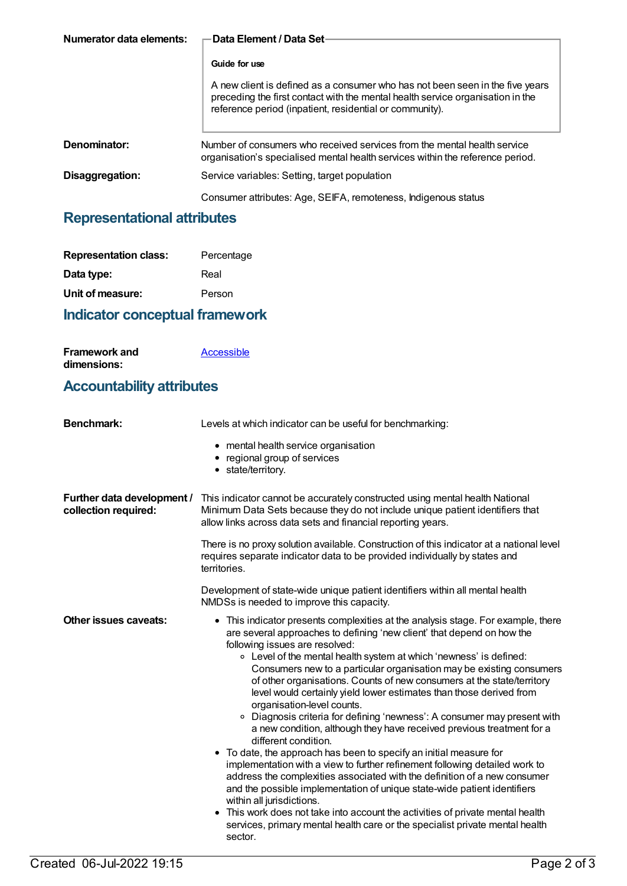**Numerator data elements:**

**Data Element / Data Set**

**Guide for use**

A new client is defined as a consumer who has not been seen in the five years preceding the first contact with the mental health service organisation in the reference period (inpatient, residential or community).

**Denominator:** Number of consumers who received services from the mental health service organisation's specialised mental health services within the reference period.

**Disaggregation:** Service variables: Setting, target population

Consumer attributes: Age, SEIFA, remoteness, Indigenous status

## Representational attributes

**Representation class:** Percentage

**Data type:** Real

**Unit of measure:** Person

## Indicator conceptual framework

**Framework and dimensions:** Accessible

## Accountability attributes

**Benchmark:** Levels at which indicator can be useful for benchmarking:

- mental health service organisation
- regional group of services
- state/territory.

**Further data development / collection required:** This indicator cannot be accurately constructed using mental health National Minimum Data Sets because they do not include unique patient identifiers that allow links across data sets and financial reporting years.

There is no proxy solution available. Construction of this indicator at a national level requires separate indicator data to be provided individually by states and territories.

Development of state-wide unique patient identifiers within all mental health NMDSs is needed to improve this capacity.

**Other issues caveats:**

- This indicator presents complexities at the analysis stage. For example, there are several approaches to defining 'new client' that depend on how the following issues are resolved:
  - Level of the mental health system at which 'newness' is defined: Consumers new to a particular organisation may be existing consumers of other organisations. Counts of new consumers at the state/territory level would certainly yield lower estimates than those derived from organisation-level counts.
  - Diagnosis criteria for defining 'newness': A consumer may present with a new condition, although they have received previous treatment for a different condition.
- To date, the approach has been to specify an initial measure for implementation with a view to further refinement following detailed work to address the complexities associated with the definition of a new consumer and the possible implementation of unique state-wide patient identifiers within all jurisdictions.
- This work does not take into account the activities of private mental health services, primary mental health care or the specialist private mental health sector.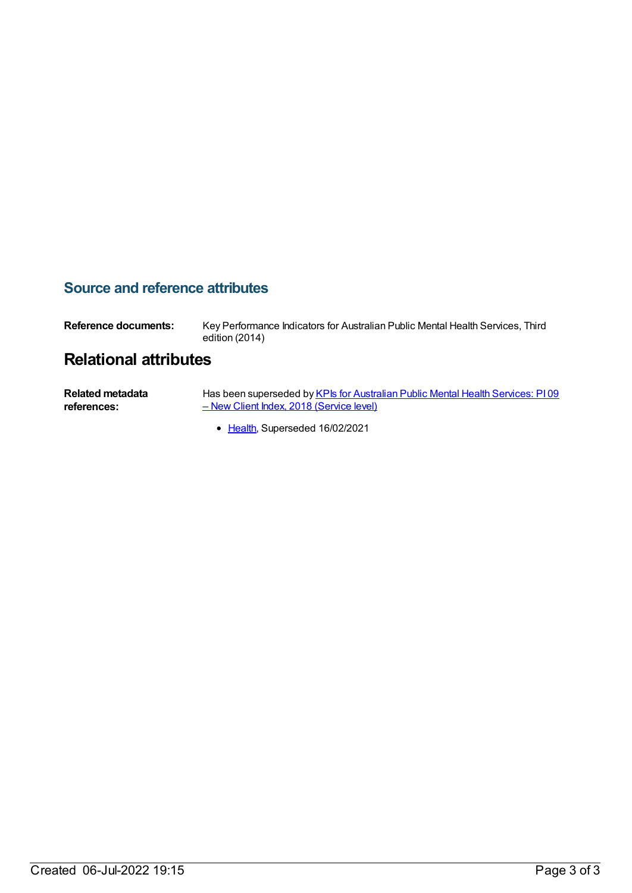### Source and reference attributes

**Reference documents:** Key Performance Indicators for Australian Public Mental Health Services, Third edition (2014)

## Relational attributes

**Related metadata references:** Has been superseded by KPIs for Australian Public Mental Health Services: PI 09 – New Client Index, 2018 (Service level)

- Health, Superseded 16/02/2021